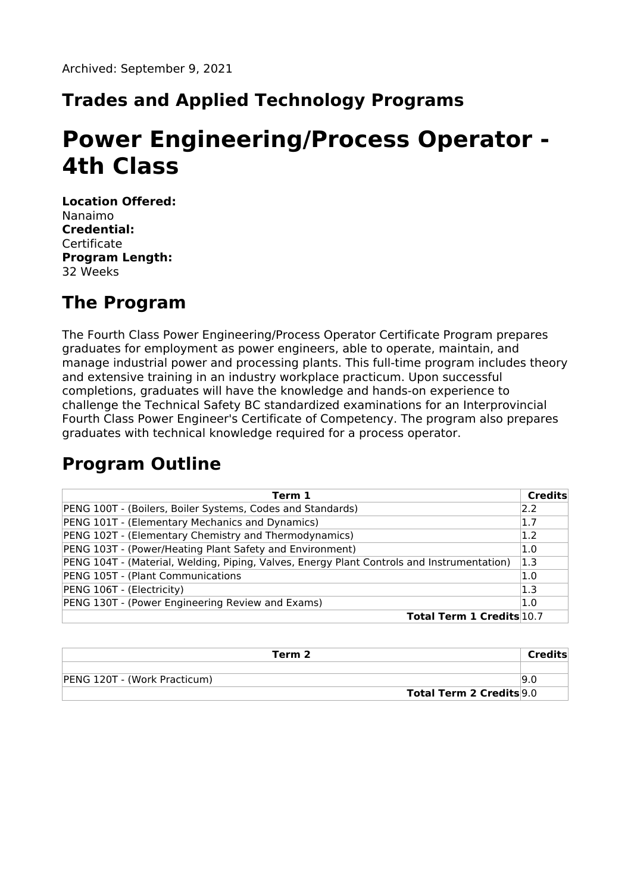Archived: September 9, 2021

## Trades and Applied Technology Programs

# Power Engineering/Process Operator - 4th Class

**Location Offered:**
Nanaimo
**Credential:**
Certificate
**Program Length:**
32 Weeks

## The Program

The Fourth Class Power Engineering/Process Operator Certificate Program prepares graduates for employment as power engineers, able to operate, maintain, and manage industrial power and processing plants. This full-time program includes theory and extensive training in an industry workplace practicum. Upon successful completions, graduates will have the knowledge and hands-on experience to challenge the Technical Safety BC standardized examinations for an Interprovincial Fourth Class Power Engineer's Certificate of Competency. The program also prepares graduates with technical knowledge required for a process operator.

## Program Outline

| Term 1 | Credits |
| --- | --- |
| PENG 100T - (Boilers, Boiler Systems, Codes and Standards) | 2.2 |
| PENG 101T - (Elementary Mechanics and Dynamics) | 1.7 |
| PENG 102T - (Elementary Chemistry and Thermodynamics) | 1.2 |
| PENG 103T - (Power/Heating Plant Safety and Environment) | 1.0 |
| PENG 104T - (Material, Welding, Piping, Valves, Energy Plant Controls and Instrumentation) | 1.3 |
| PENG 105T - (Plant Communications | 1.0 |
| PENG 106T - (Electricity) | 1.3 |
| PENG 130T - (Power Engineering Review and Exams) | 1.0 |
| **Total Term 1 Credits** | 10.7 |

| Term 2 | Credits |
| --- | --- |
| | |
| PENG 120T - (Work Practicum) | 9.0 |
| **Total Term 2 Credits** | 9.0 |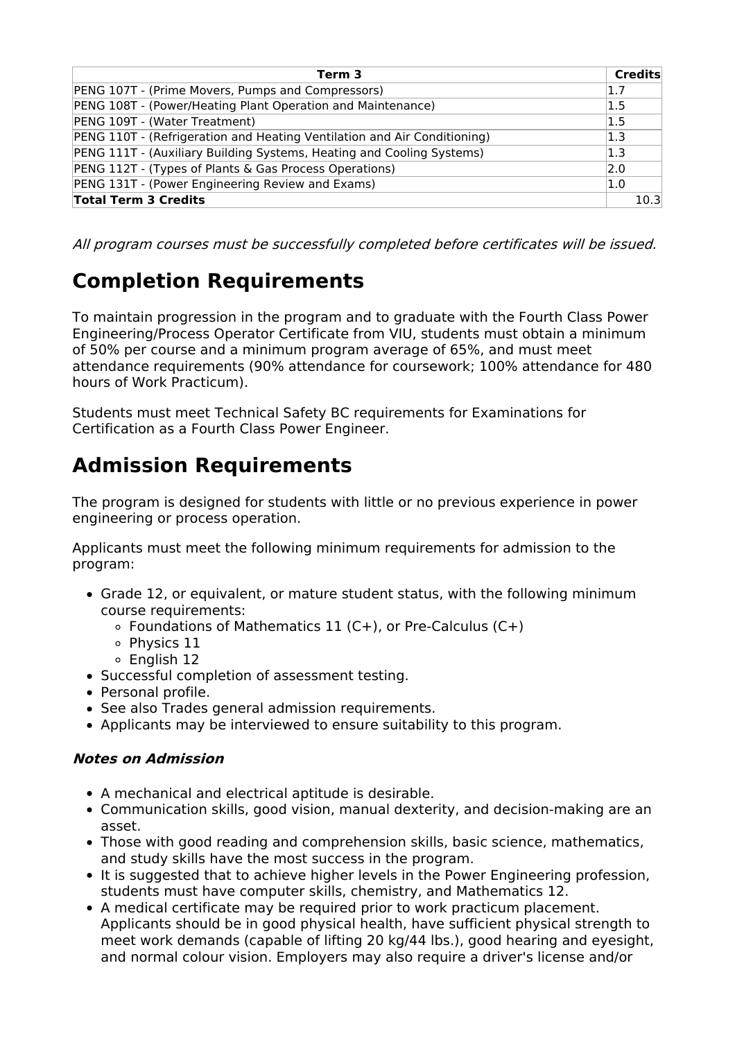| Term 3 | Credits |
|---|---|
| PENG 107T - (Prime Movers, Pumps and Compressors) | 1.7 |
| PENG 108T - (Power/Heating Plant Operation and Maintenance) | 1.5 |
| PENG 109T - (Water Treatment) | 1.5 |
| PENG 110T - (Refrigeration and Heating Ventilation and Air Conditioning) | 1.3 |
| PENG 111T - (Auxiliary Building Systems, Heating and Cooling Systems) | 1.3 |
| PENG 112T - (Types of Plants & Gas Process Operations) | 2.0 |
| PENG 131T - (Power Engineering Review and Exams) | 1.0 |
| **Total Term 3 Credits** | 10.3 |

*All program courses must be successfully completed before certificates will be issued.*

# Completion Requirements

To maintain progression in the program and to graduate with the Fourth Class Power Engineering/Process Operator Certificate from VIU, students must obtain a minimum of 50% per course and a minimum program average of 65%, and must meet attendance requirements (90% attendance for coursework; 100% attendance for 480 hours of Work Practicum).

Students must meet Technical Safety BC requirements for Examinations for Certification as a Fourth Class Power Engineer.

# Admission Requirements

The program is designed for students with little or no previous experience in power engineering or process operation.

Applicants must meet the following minimum requirements for admission to the program:

- Grade 12, or equivalent, or mature student status, with the following minimum course requirements:
  - Foundations of Mathematics 11 (C+), or Pre-Calculus (C+)
  - Physics 11
  - English 12
- Successful completion of assessment testing.
- Personal profile.
- See also Trades general admission requirements.
- Applicants may be interviewed to ensure suitability to this program.

### *Notes on Admission*

- A mechanical and electrical aptitude is desirable.
- Communication skills, good vision, manual dexterity, and decision-making are an asset.
- Those with good reading and comprehension skills, basic science, mathematics, and study skills have the most success in the program.
- It is suggested that to achieve higher levels in the Power Engineering profession, students must have computer skills, chemistry, and Mathematics 12.
- A medical certificate may be required prior to work practicum placement. Applicants should be in good physical health, have sufficient physical strength to meet work demands (capable of lifting 20 kg/44 lbs.), good hearing and eyesight, and normal colour vision. Employers may also require a driver's license and/or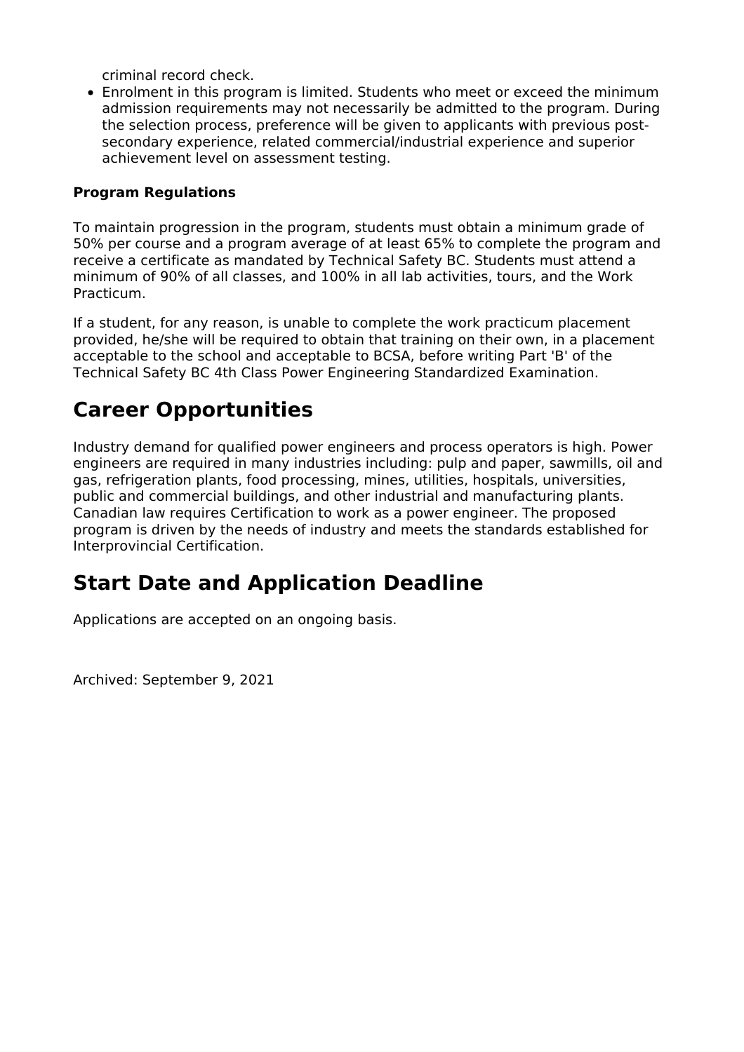criminal record check.
- Enrolment in this program is limited. Students who meet or exceed the minimum admission requirements may not necessarily be admitted to the program. During the selection process, preference will be given to applicants with previous post-secondary experience, related commercial/industrial experience and superior achievement level on assessment testing.

**Program Regulations**

To maintain progression in the program, students must obtain a minimum grade of 50% per course and a program average of at least 65% to complete the program and receive a certificate as mandated by Technical Safety BC. Students must attend a minimum of 90% of all classes, and 100% in all lab activities, tours, and the Work Practicum.

If a student, for any reason, is unable to complete the work practicum placement provided, he/she will be required to obtain that training on their own, in a placement acceptable to the school and acceptable to BCSA, before writing Part 'B' of the Technical Safety BC 4th Class Power Engineering Standardized Examination.

## Career Opportunities

Industry demand for qualified power engineers and process operators is high. Power engineers are required in many industries including: pulp and paper, sawmills, oil and gas, refrigeration plants, food processing, mines, utilities, hospitals, universities, public and commercial buildings, and other industrial and manufacturing plants. Canadian law requires Certification to work as a power engineer. The proposed program is driven by the needs of industry and meets the standards established for Interprovincial Certification.

## Start Date and Application Deadline

Applications are accepted on an ongoing basis.

Archived: September 9, 2021